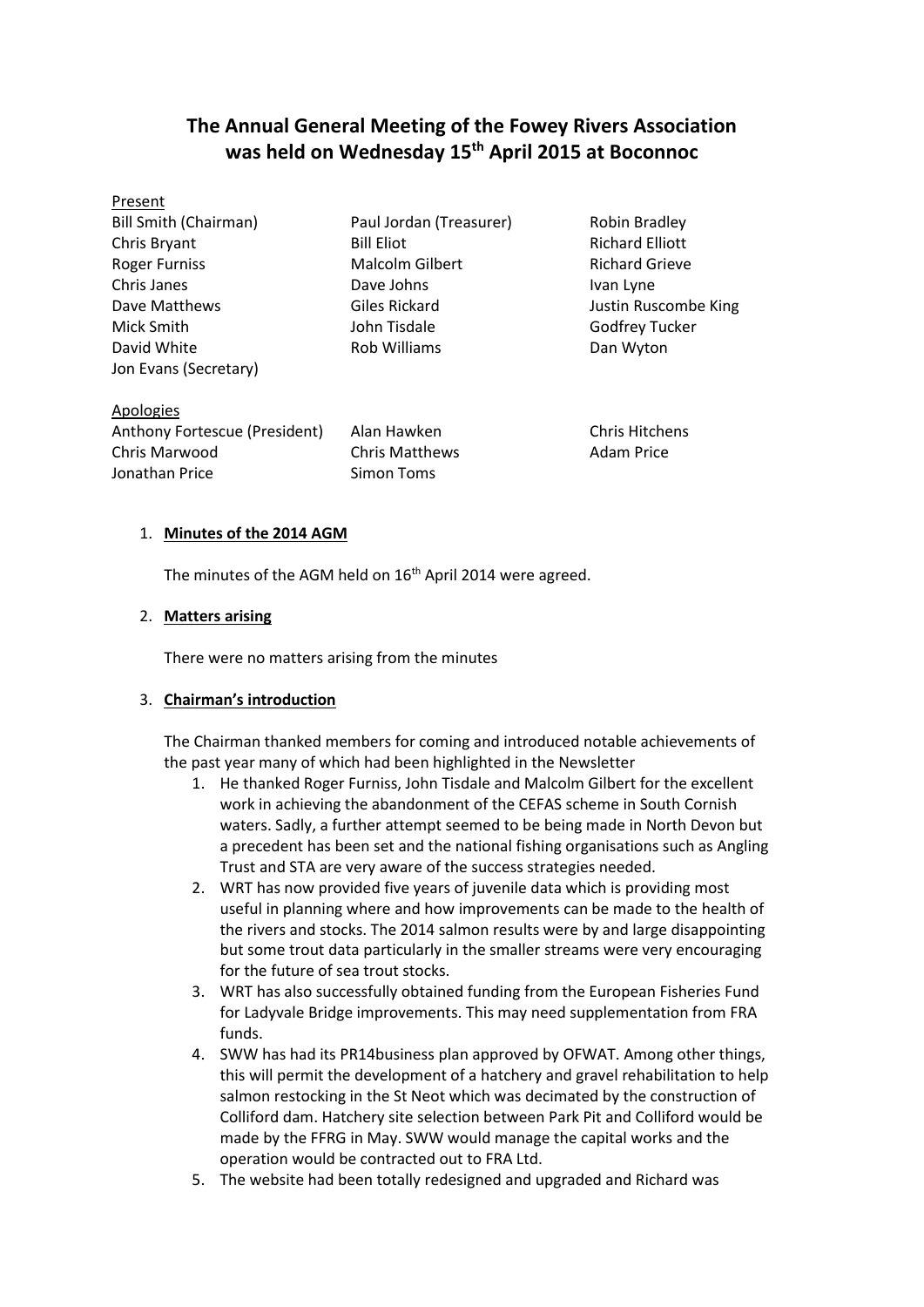# The Annual General Meeting of the Fowey Rivers Association was held on Wednesday 15th April 2015 at Boconnoc

Present

| | | |
|---|---|---|
| Bill Smith (Chairman) | Paul Jordan (Treasurer) | Robin Bradley |
| Chris Bryant | Bill Eliot | Richard Elliott |
| Roger Furniss | Malcolm Gilbert | Richard Grieve |
| Chris Janes | Dave Johns | Ivan Lyne |
| Dave Matthews | Giles Rickard | Justin Ruscombe King |
| Mick Smith | John Tisdale | Godfrey Tucker |
| David White | Rob Williams | Dan Wyton |
| Jon Evans (Secretary) | | |

Apologies

| | | |
|---|---|---|
| Anthony Fortescue (President) | Alan Hawken | Chris Hitchens |
| Chris Marwood | Chris Matthews | Adam Price |
| Jonathan Price | Simon Toms | |

1. **Minutes of the 2014 AGM**

   The minutes of the AGM held on 16th April 2014 were agreed.

2. **Matters arising**

   There were no matters arising from the minutes

3. **Chairman's introduction**

   The Chairman thanked members for coming and introduced notable achievements of the past year many of which had been highlighted in the Newsletter

   1. He thanked Roger Furniss, John Tisdale and Malcolm Gilbert for the excellent work in achieving the abandonment of the CEFAS scheme in South Cornish waters. Sadly, a further attempt seemed to be being made in North Devon but a precedent has been set and the national fishing organisations such as Angling Trust and STA are very aware of the success strategies needed.
   2. WRT has now provided five years of juvenile data which is providing most useful in planning where and how improvements can be made to the health of the rivers and stocks. The 2014 salmon results were by and large disappointing but some trout data particularly in the smaller streams were very encouraging for the future of sea trout stocks.
   3. WRT has also successfully obtained funding from the European Fisheries Fund for Ladyvale Bridge improvements. This may need supplementation from FRA funds.
   4. SWW has had its PR14business plan approved by OFWAT. Among other things, this will permit the development of a hatchery and gravel rehabilitation to help salmon restocking in the St Neot which was decimated by the construction of Colliford dam. Hatchery site selection between Park Pit and Colliford would be made by the FFRG in May. SWW would manage the capital works and the operation would be contracted out to FRA Ltd.
   5. The website had been totally redesigned and upgraded and Richard was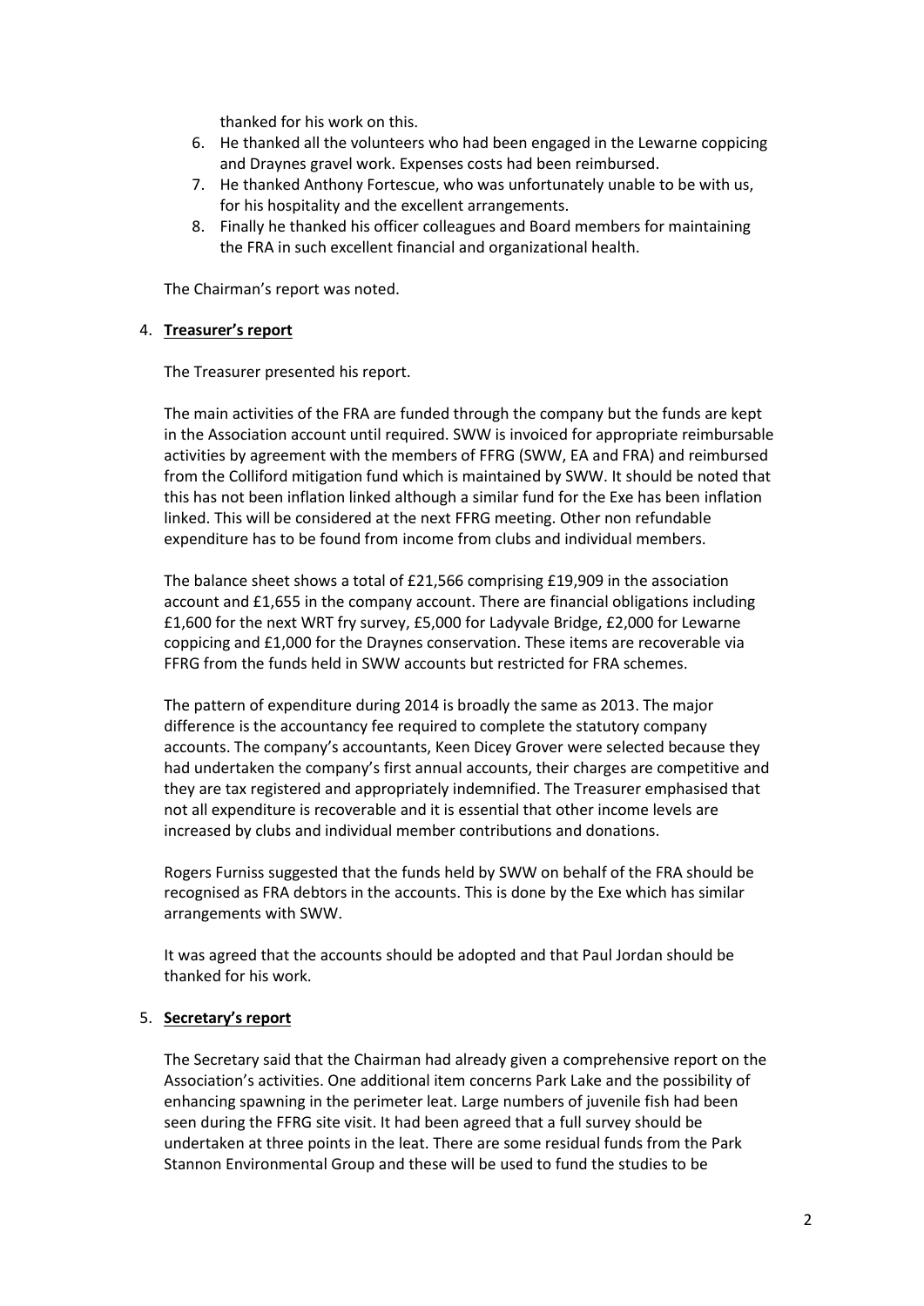thanked for his work on this.

6. He thanked all the volunteers who had been engaged in the Lewarne coppicing and Draynes gravel work. Expenses costs had been reimbursed.
7. He thanked Anthony Fortescue, who was unfortunately unable to be with us, for his hospitality and the excellent arrangements.
8. Finally he thanked his officer colleagues and Board members for maintaining the FRA in such excellent financial and organizational health.

The Chairman's report was noted.

4. **Treasurer's report**

The Treasurer presented his report.

The main activities of the FRA are funded through the company but the funds are kept in the Association account until required. SWW is invoiced for appropriate reimbursable activities by agreement with the members of FFRG (SWW, EA and FRA) and reimbursed from the Colliford mitigation fund which is maintained by SWW. It should be noted that this has not been inflation linked although a similar fund for the Exe has been inflation linked. This will be considered at the next FFRG meeting. Other non refundable expenditure has to be found from income from clubs and individual members.

The balance sheet shows a total of £21,566 comprising £19,909 in the association account and £1,655 in the company account. There are financial obligations including £1,600 for the next WRT fry survey, £5,000 for Ladyvale Bridge, £2,000 for Lewarne coppicing and £1,000 for the Draynes conservation. These items are recoverable via FFRG from the funds held in SWW accounts but restricted for FRA schemes.

The pattern of expenditure during 2014 is broadly the same as 2013. The major difference is the accountancy fee required to complete the statutory company accounts. The company's accountants, Keen Dicey Grover were selected because they had undertaken the company's first annual accounts, their charges are competitive and they are tax registered and appropriately indemnified. The Treasurer emphasised that not all expenditure is recoverable and it is essential that other income levels are increased by clubs and individual member contributions and donations.

Rogers Furniss suggested that the funds held by SWW on behalf of the FRA should be recognised as FRA debtors in the accounts. This is done by the Exe which has similar arrangements with SWW.

It was agreed that the accounts should be adopted and that Paul Jordan should be thanked for his work.

5. **Secretary's report**

The Secretary said that the Chairman had already given a comprehensive report on the Association's activities. One additional item concerns Park Lake and the possibility of enhancing spawning in the perimeter leat. Large numbers of juvenile fish had been seen during the FFRG site visit. It had been agreed that a full survey should be undertaken at three points in the leat. There are some residual funds from the Park Stannon Environmental Group and these will be used to fund the studies to be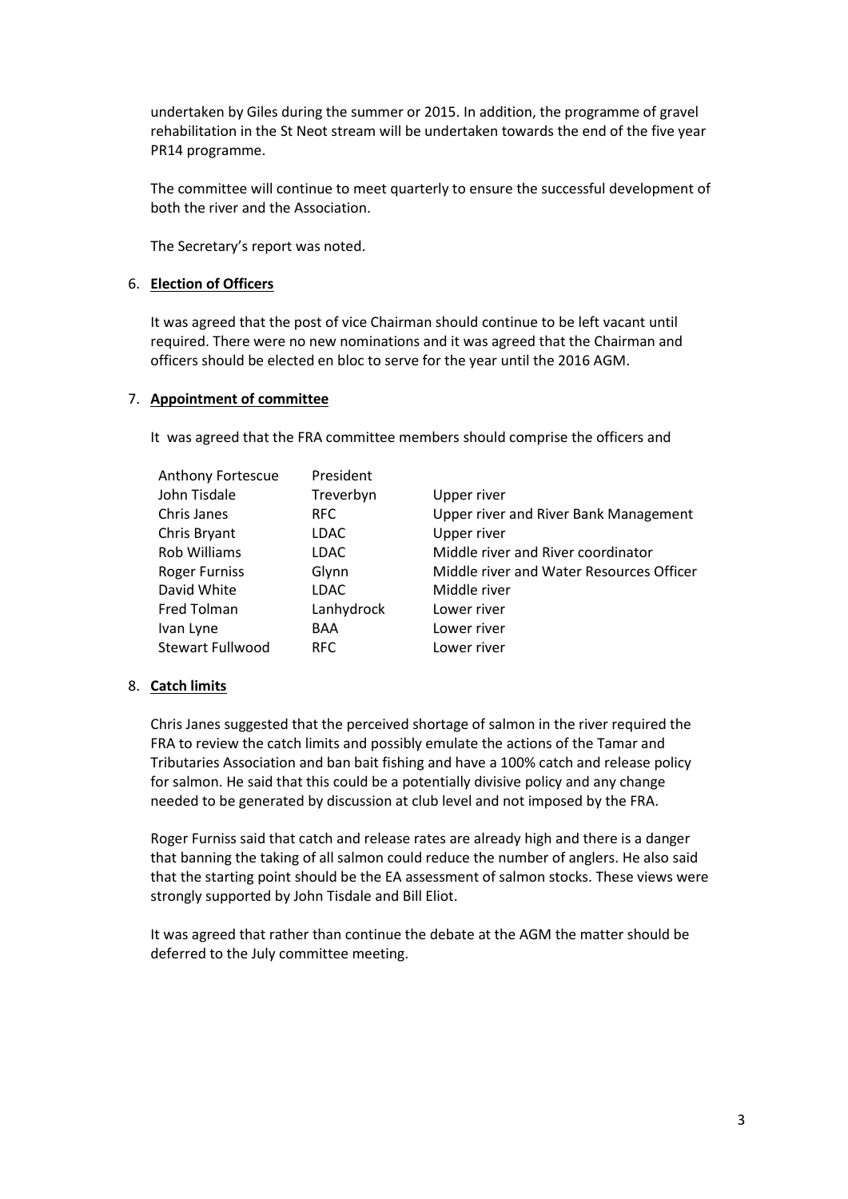undertaken by Giles during the summer or 2015. In addition, the programme of gravel rehabilitation in the St Neot stream will be undertaken towards the end of the five year PR14 programme.

The committee will continue to meet quarterly to ensure the successful development of both the river and the Association.

The Secretary's report was noted.

6. **Election of Officers**

It was agreed that the post of vice Chairman should continue to be left vacant until required. There were no new nominations and it was agreed that the Chairman and officers should be elected en bloc to serve for the year until the 2016 AGM.

7. **Appointment of committee**

It was agreed that the FRA committee members should comprise the officers and

| | | |
|---|---|---|
| Anthony Fortescue | President | |
| John Tisdale | Treverbyn | Upper river |
| Chris Janes | RFC | Upper river and River Bank Management |
| Chris Bryant | LDAC | Upper river |
| Rob Williams | LDAC | Middle river and River coordinator |
| Roger Furniss | Glynn | Middle river and Water Resources Officer |
| David White | LDAC | Middle river |
| Fred Tolman | Lanhydrock | Lower river |
| Ivan Lyne | BAA | Lower river |
| Stewart Fullwood | RFC | Lower river |

8. **Catch limits**

Chris Janes suggested that the perceived shortage of salmon in the river required the FRA to review the catch limits and possibly emulate the actions of the Tamar and Tributaries Association and ban bait fishing and have a 100% catch and release policy for salmon. He said that this could be a potentially divisive policy and any change needed to be generated by discussion at club level and not imposed by the FRA.

Roger Furniss said that catch and release rates are already high and there is a danger that banning the taking of all salmon could reduce the number of anglers. He also said that the starting point should be the EA assessment of salmon stocks. These views were strongly supported by John Tisdale and Bill Eliot.

It was agreed that rather than continue the debate at the AGM the matter should be deferred to the July committee meeting.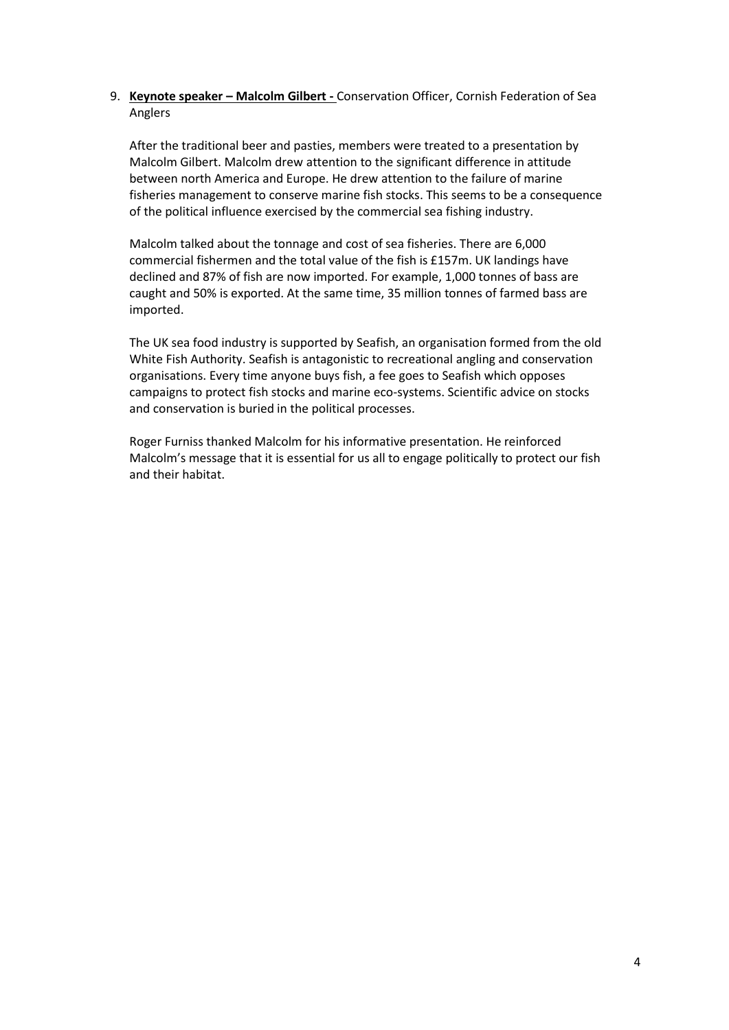9. **Keynote speaker – Malcolm Gilbert -** Conservation Officer, Cornish Federation of Sea Anglers

   After the traditional beer and pasties, members were treated to a presentation by Malcolm Gilbert. Malcolm drew attention to the significant difference in attitude between north America and Europe. He drew attention to the failure of marine fisheries management to conserve marine fish stocks. This seems to be a consequence of the political influence exercised by the commercial sea fishing industry.

   Malcolm talked about the tonnage and cost of sea fisheries. There are 6,000 commercial fishermen and the total value of the fish is £157m. UK landings have declined and 87% of fish are now imported. For example, 1,000 tonnes of bass are caught and 50% is exported. At the same time, 35 million tonnes of farmed bass are imported.

   The UK sea food industry is supported by Seafish, an organisation formed from the old White Fish Authority. Seafish is antagonistic to recreational angling and conservation organisations. Every time anyone buys fish, a fee goes to Seafish which opposes campaigns to protect fish stocks and marine eco-systems. Scientific advice on stocks and conservation is buried in the political processes.

   Roger Furniss thanked Malcolm for his informative presentation. He reinforced Malcolm's message that it is essential for us all to engage politically to protect our fish and their habitat.